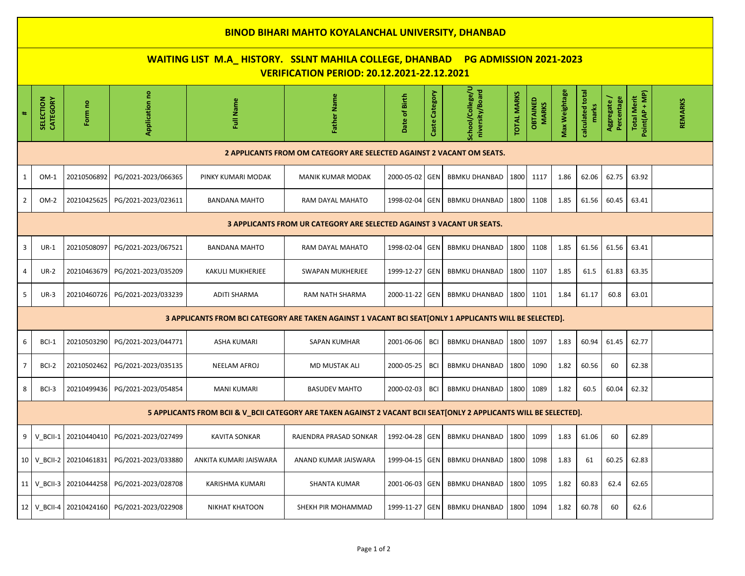# BINOD BIHARI MAHTO KOYALANCHAL UNIVERSITY, DHANBAD

## WAITING LIST M.A_ HISTORY. SSLNT MAHILA COLLEGE, DHANBAD PG ADMISSION 2021-2023

### VERIFICATION PERIOD: 20.12.2021-22.12.2021

| # | SELECTION CATEGORY | Form no | Application no | Full Name | Father Name | Date of Birth | Caste Category | School/College/University/Board | TOTAL MARKS | OBTAINED MARKS | Max Weightage | calculated total marks | Aggregate / Percentage | Total Merit Point(AP + MP) | REMARKS |
|---|---|---|---|---|---|---|---|---|---|---|---|---|---|---|---|
| **2 APPLICANTS FROM OM CATEGORY ARE SELECTED AGAINST 2 VACANT OM SEATS.** | | | | | | | | | | | | | | | |
| 1 | OM-1 | 20210506892 | PG/2021-2023/066365 | PINKY KUMARI MODAK | MANIK KUMAR MODAK | 2000-05-02 | GEN | BBMKU DHANBAD | 1800 | 1117 | 1.86 | 62.06 | 62.75 | 63.92 | |
| 2 | OM-2 | 20210425625 | PG/2021-2023/023611 | BANDANA MAHTO | RAM DAYAL MAHATO | 1998-02-04 | GEN | BBMKU DHANBAD | 1800 | 1108 | 1.85 | 61.56 | 60.45 | 63.41 | |
| **3 APPLICANTS FROM UR CATEGORY ARE SELECTED AGAINST 3 VACANT UR SEATS.** | | | | | | | | | | | | | | | |
| 3 | UR-1 | 20210508097 | PG/2021-2023/067521 | BANDANA MAHTO | RAM DAYAL MAHATO | 1998-02-04 | GEN | BBMKU DHANBAD | 1800 | 1108 | 1.85 | 61.56 | 61.56 | 63.41 | |
| 4 | UR-2 | 20210463679 | PG/2021-2023/035209 | KAKULI MUKHERJEE | SWAPAN MUKHERJEE | 1999-12-27 | GEN | BBMKU DHANBAD | 1800 | 1107 | 1.85 | 61.5 | 61.83 | 63.35 | |
| 5 | UR-3 | 20210460726 | PG/2021-2023/033239 | ADITI SHARMA | RAM NATH SHARMA | 2000-11-22 | GEN | BBMKU DHANBAD | 1800 | 1101 | 1.84 | 61.17 | 60.8 | 63.01 | |
| **3 APPLICANTS FROM BCI CATEGORY ARE TAKEN AGAINST 1 VACANT BCI SEAT[ONLY 1 APPLICANTS WILL BE SELECTED].** | | | | | | | | | | | | | | | |
| 6 | BCI-1 | 20210503290 | PG/2021-2023/044771 | ASHA KUMARI | SAPAN KUMHAR | 2001-06-06 | BCI | BBMKU DHANBAD | 1800 | 1097 | 1.83 | 60.94 | 61.45 | 62.77 | |
| 7 | BCI-2 | 20210502462 | PG/2021-2023/035135 | NEELAM AFROJ | MD MUSTAK ALI | 2000-05-25 | BCI | BBMKU DHANBAD | 1800 | 1090 | 1.82 | 60.56 | 60 | 62.38 | |
| 8 | BCI-3 | 20210499436 | PG/2021-2023/054854 | MANI KUMARI | BASUDEV MAHTO | 2000-02-03 | BCI | BBMKU DHANBAD | 1800 | 1089 | 1.82 | 60.5 | 60.04 | 62.32 | |
| **5 APPLICANTS FROM BCII & V_BCII CATEGORY ARE TAKEN AGAINST 2 VACANT BCII SEAT[ONLY 2 APPLICANTS WILL BE SELECTED].** | | | | | | | | | | | | | | | |
| 9 | V_BCII-1 | 20210440410 | PG/2021-2023/027499 | KAVITA SONKAR | RAJENDRA PRASAD SONKAR | 1992-04-28 | GEN | BBMKU DHANBAD | 1800 | 1099 | 1.83 | 61.06 | 60 | 62.89 | |
| 10 | V_BCII-2 | 20210461831 | PG/2021-2023/033880 | ANKITA KUMARI JAISWARA | ANAND KUMAR JAISWARA | 1999-04-15 | GEN | BBMKU DHANBAD | 1800 | 1098 | 1.83 | 61 | 60.25 | 62.83 | |
| 11 | V_BCII-3 | 20210444258 | PG/2021-2023/028708 | KARISHMA KUMARI | SHANTA KUMAR | 2001-06-03 | GEN | BBMKU DHANBAD | 1800 | 1095 | 1.82 | 60.83 | 62.4 | 62.65 | |
| 12 | V_BCII-4 | 20210424160 | PG/2021-2023/022908 | NIKHAT KHATOON | SHEKH PIR MOHAMMAD | 1999-11-27 | GEN | BBMKU DHANBAD | 1800 | 1094 | 1.82 | 60.78 | 60 | 62.6 | |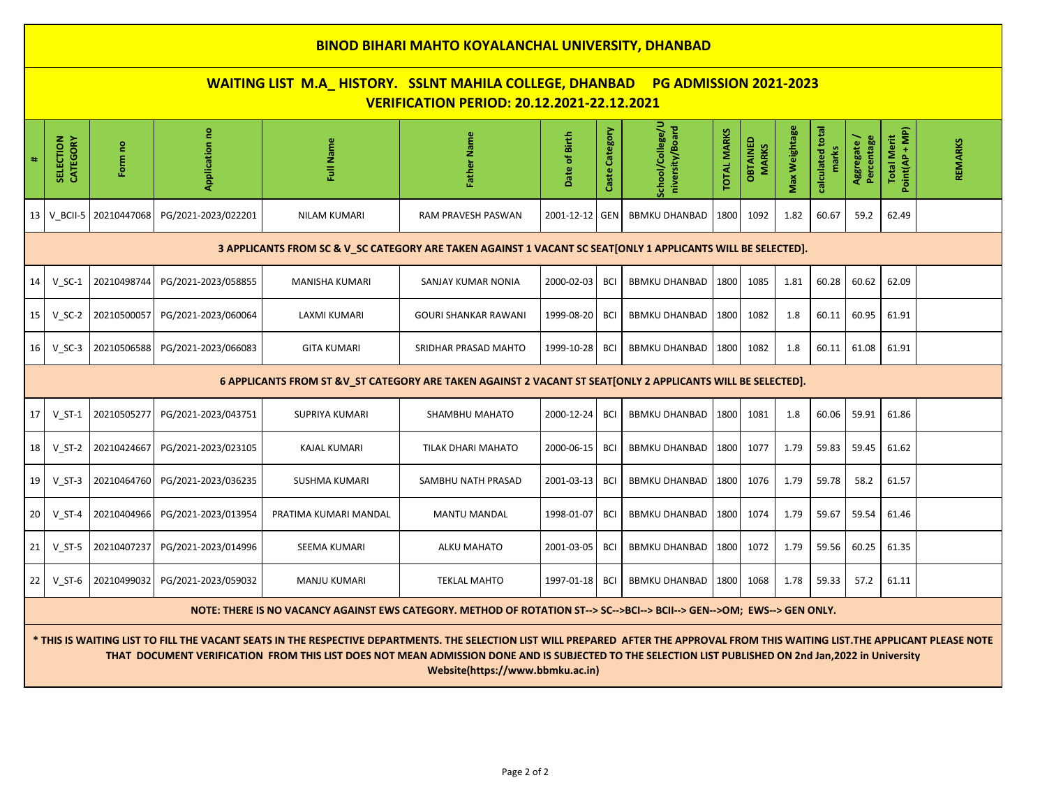# BINOD BIHARI MAHTO KOYALANCHAL UNIVERSITY, DHANBAD

## WAITING LIST M.A_ HISTORY. SSLNT MAHILA COLLEGE, DHANBAD PG ADMISSION 2021-2023

### VERIFICATION PERIOD: 20.12.2021-22.12.2021

| # | SELECTION CATEGORY | Form no | Application no | Full Name | Father Name | Date of Birth | Caste Category | School/College/University/Board | TOTAL MARKS | OBTAINED MARKS | Max Weightage | calculated total marks | Aggregate / Percentage | Total Merit Point(AP + MP) | REMARKS |
|---|---|---|---|---|---|---|---|---|---|---|---|---|---|---|---|
| 13 | V_BCII-5 | 20210447068 | PG/2021-2023/022201 | NILAM KUMARI | RAM PRAVESH PASWAN | 2001-12-12 | GEN | BBMKU DHANBAD | 1800 | 1092 | 1.82 | 60.67 | 59.2 | 62.49 | |
| 3 APPLICANTS FROM SC & V_SC CATEGORY ARE TAKEN AGAINST 1 VACANT SC SEAT[ONLY 1 APPLICANTS WILL BE SELECTED]. | | | | | | | | | | | | | | | |
| 14 | V_SC-1 | 20210498744 | PG/2021-2023/058855 | MANISHA KUMARI | SANJAY KUMAR NONIA | 2000-02-03 | BCI | BBMKU DHANBAD | 1800 | 1085 | 1.81 | 60.28 | 60.62 | 62.09 | |
| 15 | V_SC-2 | 20210500057 | PG/2021-2023/060064 | LAXMI KUMARI | GOURI SHANKAR RAWANI | 1999-08-20 | BCI | BBMKU DHANBAD | 1800 | 1082 | 1.8 | 60.11 | 60.95 | 61.91 | |
| 16 | V_SC-3 | 20210506588 | PG/2021-2023/066083 | GITA KUMARI | SRIDHAR PRASAD MAHTO | 1999-10-28 | BCI | BBMKU DHANBAD | 1800 | 1082 | 1.8 | 60.11 | 61.08 | 61.91 | |
| 6 APPLICANTS FROM ST &V_ST CATEGORY ARE TAKEN AGAINST 2 VACANT ST SEAT[ONLY 2 APPLICANTS WILL BE SELECTED]. | | | | | | | | | | | | | | | |
| 17 | V_ST-1 | 20210505277 | PG/2021-2023/043751 | SUPRIYA KUMARI | SHAMBHU MAHATO | 2000-12-24 | BCI | BBMKU DHANBAD | 1800 | 1081 | 1.8 | 60.06 | 59.91 | 61.86 | |
| 18 | V_ST-2 | 20210424667 | PG/2021-2023/023105 | KAJAL KUMARI | TILAK DHARI MAHATO | 2000-06-15 | BCI | BBMKU DHANBAD | 1800 | 1077 | 1.79 | 59.83 | 59.45 | 61.62 | |
| 19 | V_ST-3 | 20210464760 | PG/2021-2023/036235 | SUSHMA KUMARI | SAMBHU NATH PRASAD | 2001-03-13 | BCI | BBMKU DHANBAD | 1800 | 1076 | 1.79 | 59.78 | 58.2 | 61.57 | |
| 20 | V_ST-4 | 20210404966 | PG/2021-2023/013954 | PRATIMA KUMARI MANDAL | MANTU MANDAL | 1998-01-07 | BCI | BBMKU DHANBAD | 1800 | 1074 | 1.79 | 59.67 | 59.54 | 61.46 | |
| 21 | V_ST-5 | 20210407237 | PG/2021-2023/014996 | SEEMA KUMARI | ALKU MAHATO | 2001-03-05 | BCI | BBMKU DHANBAD | 1800 | 1072 | 1.79 | 59.56 | 60.25 | 61.35 | |
| 22 | V_ST-6 | 20210499032 | PG/2021-2023/059032 | MANJU KUMARI | TEKLAL MAHTO | 1997-01-18 | BCI | BBMKU DHANBAD | 1800 | 1068 | 1.78 | 59.33 | 57.2 | 61.11 | |

**NOTE: THERE IS NO VACANCY AGAINST EWS CATEGORY. METHOD OF ROTATION ST--> SC-->BCI--> BCII--> GEN-->OM; EWS--> GEN ONLY.**

**\* THIS IS WAITING LIST TO FILL THE VACANT SEATS IN THE RESPECTIVE DEPARTMENTS. THE SELECTION LIST WILL PREPARED AFTER THE APPROVAL FROM THIS WAITING LIST.THE APPLICANT PLEASE NOTE THAT DOCUMENT VERIFICATION FROM THIS LIST DOES NOT MEAN ADMISSION DONE AND IS SUBJECTED TO THE SELECTION LIST PUBLISHED ON 2nd Jan,2022 in University Website(https://www.bbmku.ac.in)**